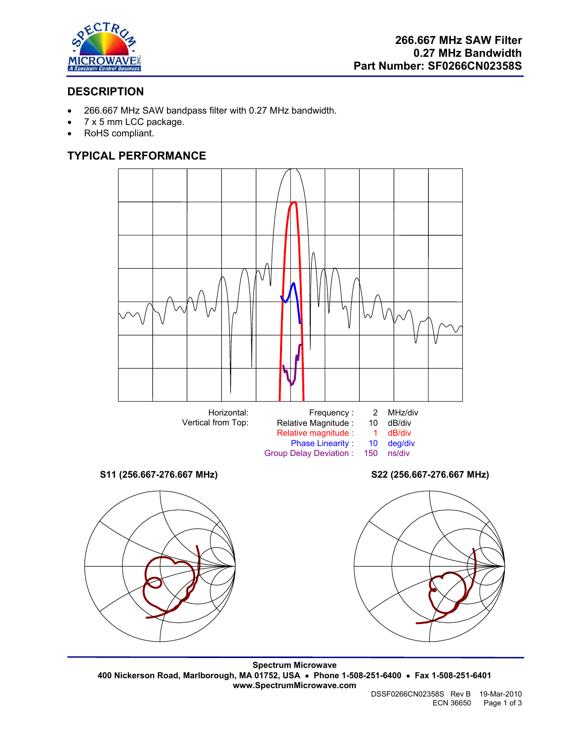# 266.667 MHz SAW Filter
## 0.27 MHz Bandwidth
## Part Number: SF0266CN02358S

## DESCRIPTION

- 266.667 MHz SAW bandpass filter with 0.27 MHz bandwidth.
- 7 x 5 mm LCC package.
- RoHS compliant.

## TYPICAL PERFORMANCE

| | | | |
|---|---|---|---|
| Horizontal: | Frequency : | 2 | MHz/div |
| Vertical from Top: | Relative Magnitude : | 10 | dB/div |
| | Relative magnitude : | 1 | dB/div |
| | Phase Linearity : | 10 | deg/div |
| | Group Delay Deviation : | 150 | ns/div |

**S11 (256.667-276.667 MHz)**

**S22 (256.667-276.667 MHz)**

**Spectrum Microwave**
**400 Nickerson Road, Marlborough, MA 01752, USA • Phone 1-508-251-6400 • Fax 1-508-251-6401**
**www.SpectrumMicrowave.com**

DSSF0266CN02358S Rev B 19-Mar-2010
ECN 36650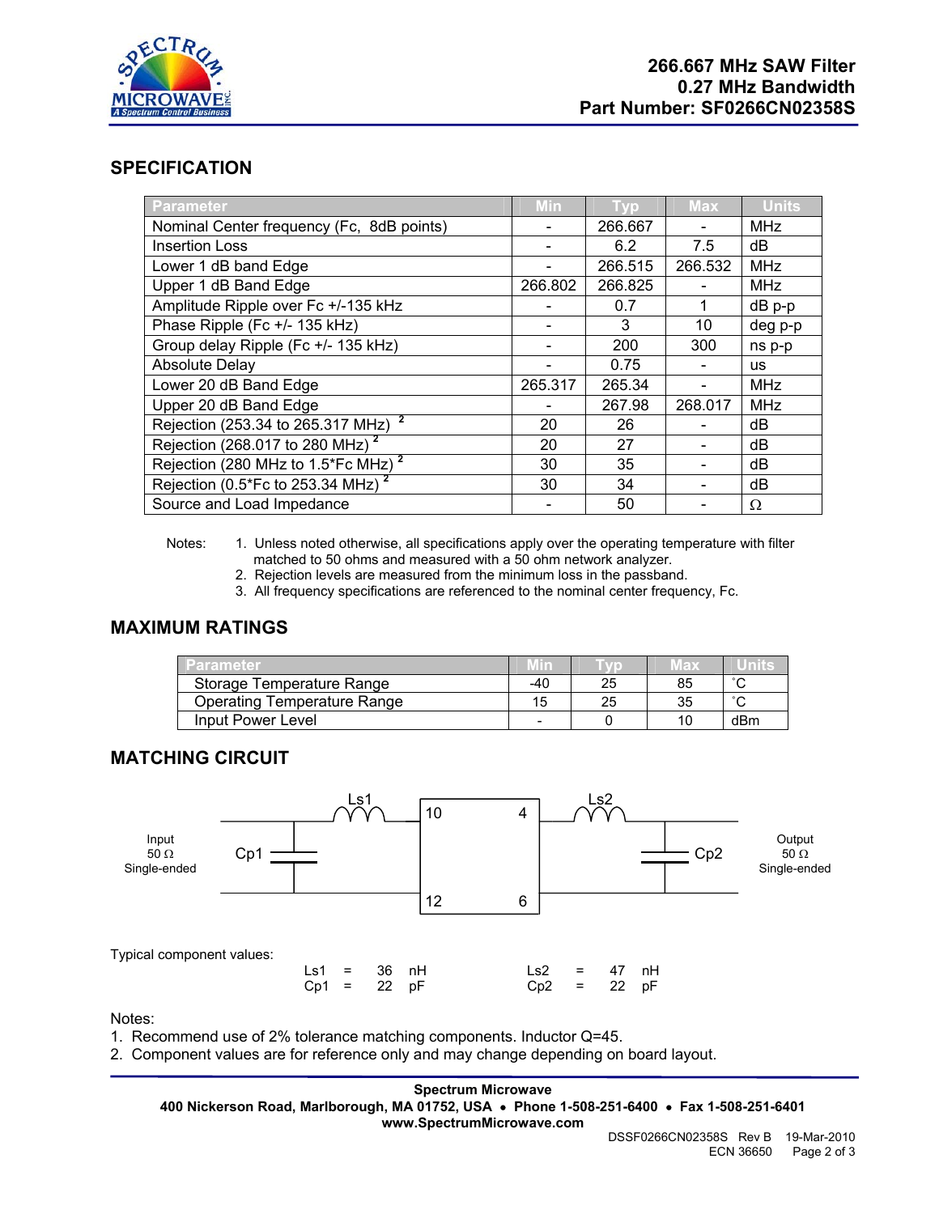# 266.667 MHz SAW Filter
# 0.27 MHz Bandwidth
# Part Number: SF0266CN02358S

## SPECIFICATION

| Parameter | Min | Typ | Max | Units |
|---|---|---|---|---|
| Nominal Center frequency (Fc, 8dB points) | - | 266.667 | - | MHz |
| Insertion Loss | - | 6.2 | 7.5 | dB |
| Lower 1 dB band Edge | - | 266.515 | 266.532 | MHz |
| Upper 1 dB Band Edge | 266.802 | 266.825 | - | MHz |
| Amplitude Ripple over Fc +/-135 kHz | - | 0.7 | 1 | dB p-p |
| Phase Ripple (Fc +/- 135 kHz) | - | 3 | 10 | deg p-p |
| Group delay Ripple (Fc +/- 135 kHz) | - | 200 | 300 | ns p-p |
| Absolute Delay | - | 0.75 | - | us |
| Lower 20 dB Band Edge | 265.317 | 265.34 | - | MHz |
| Upper 20 dB Band Edge | - | 267.98 | 268.017 | MHz |
| Rejection (253.34 to 265.317 MHz) [2] | 20 | 26 | - | dB |
| Rejection (268.017 to 280 MHz) [2] | 20 | 27 | - | dB |
| Rejection (280 MHz to 1.5*Fc MHz) [2] | 30 | 35 | - | dB |
| Rejection (0.5*Fc to 253.34 MHz) [2] | 30 | 34 | - | dB |
| Source and Load Impedance | - | 50 | - | Ω |

Notes:
1. Unless noted otherwise, all specifications apply over the operating temperature with filter matched to 50 ohms and measured with a 50 ohm network analyzer.
2. Rejection levels are measured from the minimum loss in the passband.
3. All frequency specifications are referenced to the nominal center frequency, Fc.

## MAXIMUM RATINGS

| Parameter | Min | Typ | Max | Units |
|---|---|---|---|---|
| Storage Temperature Range | -40 | 25 | 85 | ˚C |
| Operating Temperature Range | 15 | 25 | 35 | ˚C |
| Input Power Level | - | 0 | 10 | dBm |

## MATCHING CIRCUIT

Input 50 Ω Single-ended — Cp1 — Ls1 — [10, 12 | 4, 6] — Ls2 — Cp2 — Output 50 Ω Single-ended

Typical component values:

| | | | | | | | |
|---|---|---|---|---|---|---|---|
| Ls1 | = | 36 | nH | Ls2 | = | 47 | nH |
| Cp1 | = | 22 | pF | Cp2 | = | 22 | pF |

Notes:
1. Recommend use of 2% tolerance matching components. Inductor Q=45.
2. Component values are for reference only and may change depending on board layout.

**Spectrum Microwave**
**400 Nickerson Road, Marlborough, MA 01752, USA • Phone 1-508-251-6400 • Fax 1-508-251-6401**
**www.SpectrumMicrowave.com**

DSSF0266CN02358S Rev B 19-Mar-2010
ECN 36650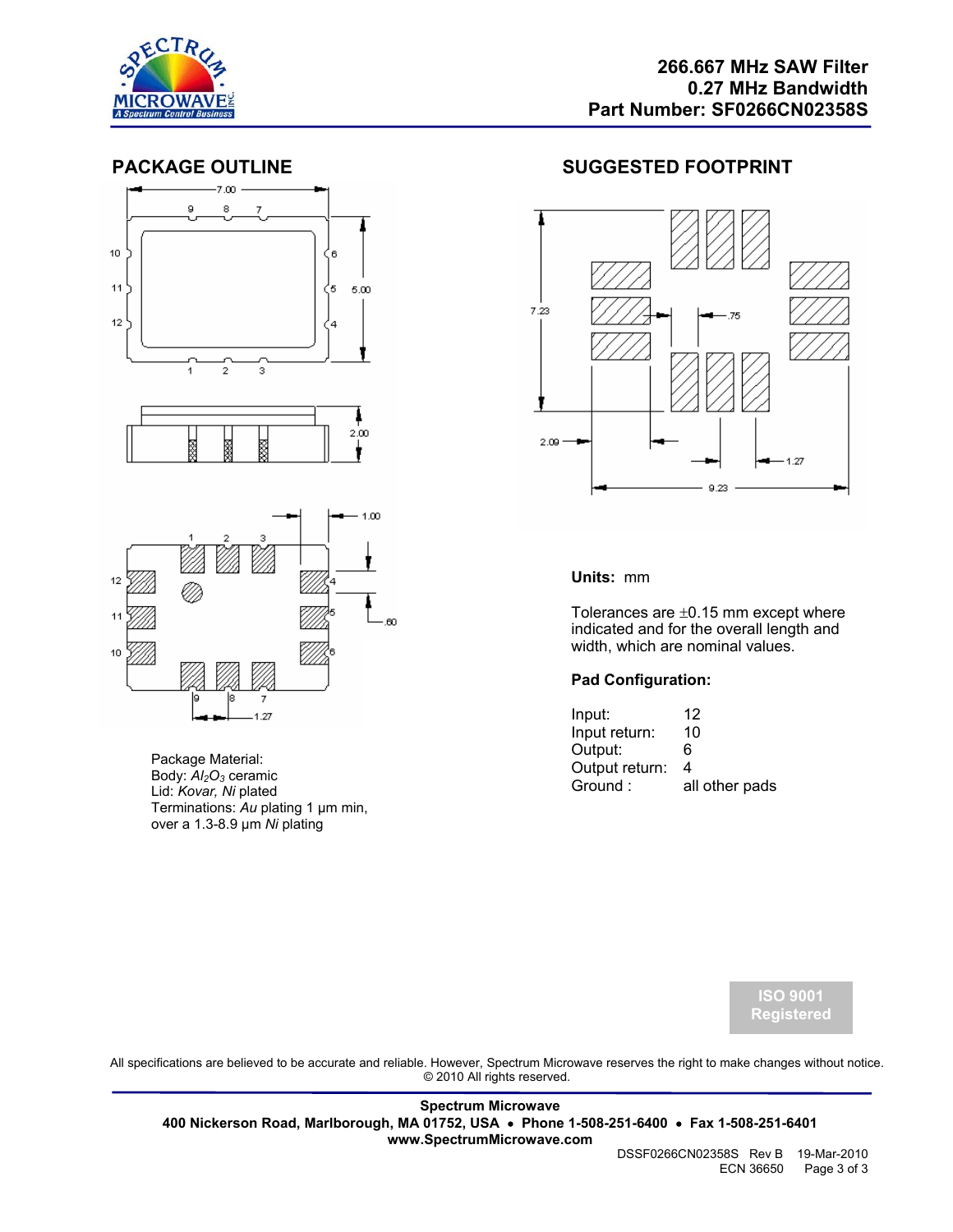# 266.667 MHz SAW Filter
## 0.27 MHz Bandwidth
## Part Number: SF0266CN02358S

## PACKAGE OUTLINE

7.00

9 8 7

10 6

11 5 5.00

12 4

1 2 3

2.00

1.00

1 2 3

12 4

11 5 .60

10 6

9 8 7

1.27

Package Material:
Body: $Al_2O_3$ ceramic
Lid: *Kovar, Ni* plated
Terminations: *Au* plating 1 µm min, over a 1.3-8.9 µm *Ni* plating

## SUGGESTED FOOTPRINT

7.23

.75

2.09

1.27

9.23

**Units:** mm

Tolerances are ±0.15 mm except where indicated and for the overall length and width, which are nominal values.

**Pad Configuration:**

| | |
|---|---|
| Input: | 12 |
| Input return: | 10 |
| Output: | 6 |
| Output return: | 4 |
| Ground : | all other pads |

ISO 9001 Registered

All specifications are believed to be accurate and reliable. However, Spectrum Microwave reserves the right to make changes without notice.
© 2010 All rights reserved.

**Spectrum Microwave**
**400 Nickerson Road, Marlborough, MA 01752, USA • Phone 1-508-251-6400 • Fax 1-508-251-6401**
**www.SpectrumMicrowave.com**

DSSF0266CN02358S Rev B 19-Mar-2010
ECN 36650